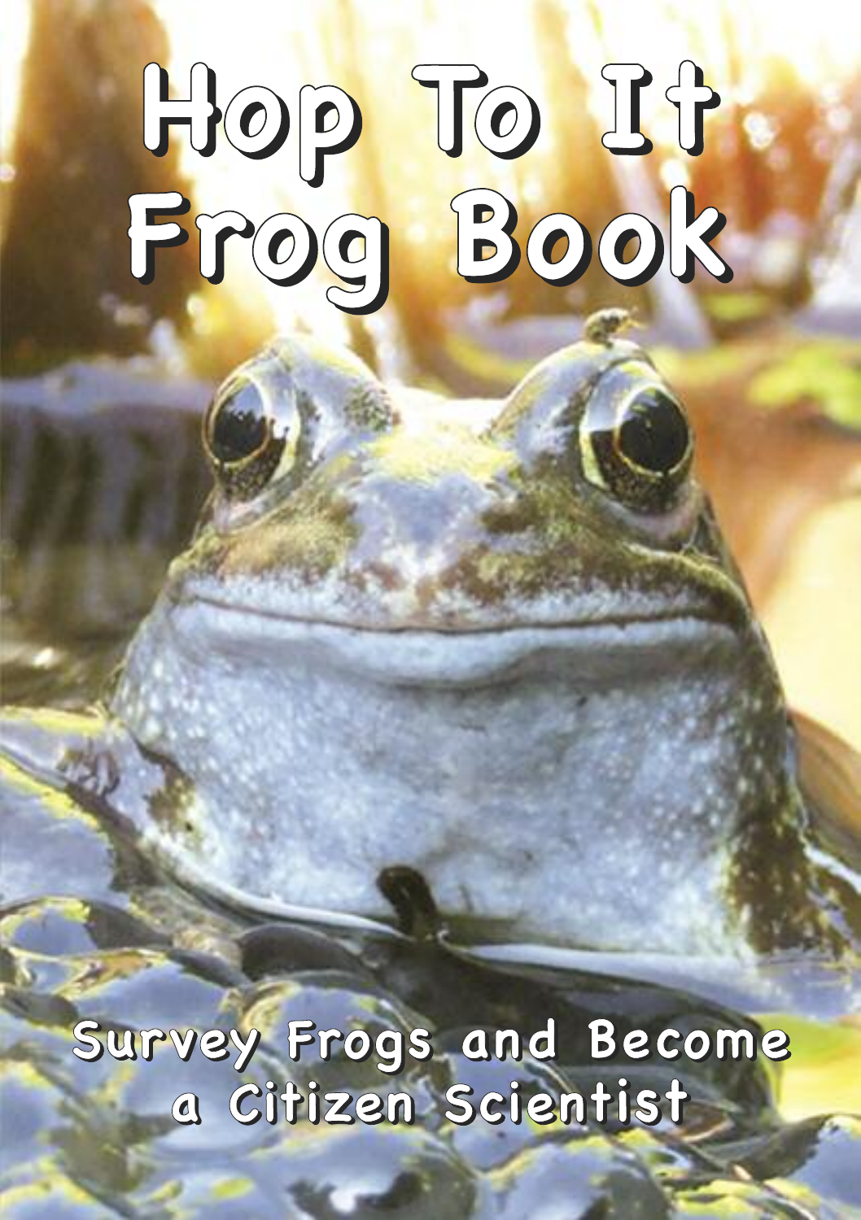# Hop To It Frog Book

Survey Frogs and Become a Citizen Scientist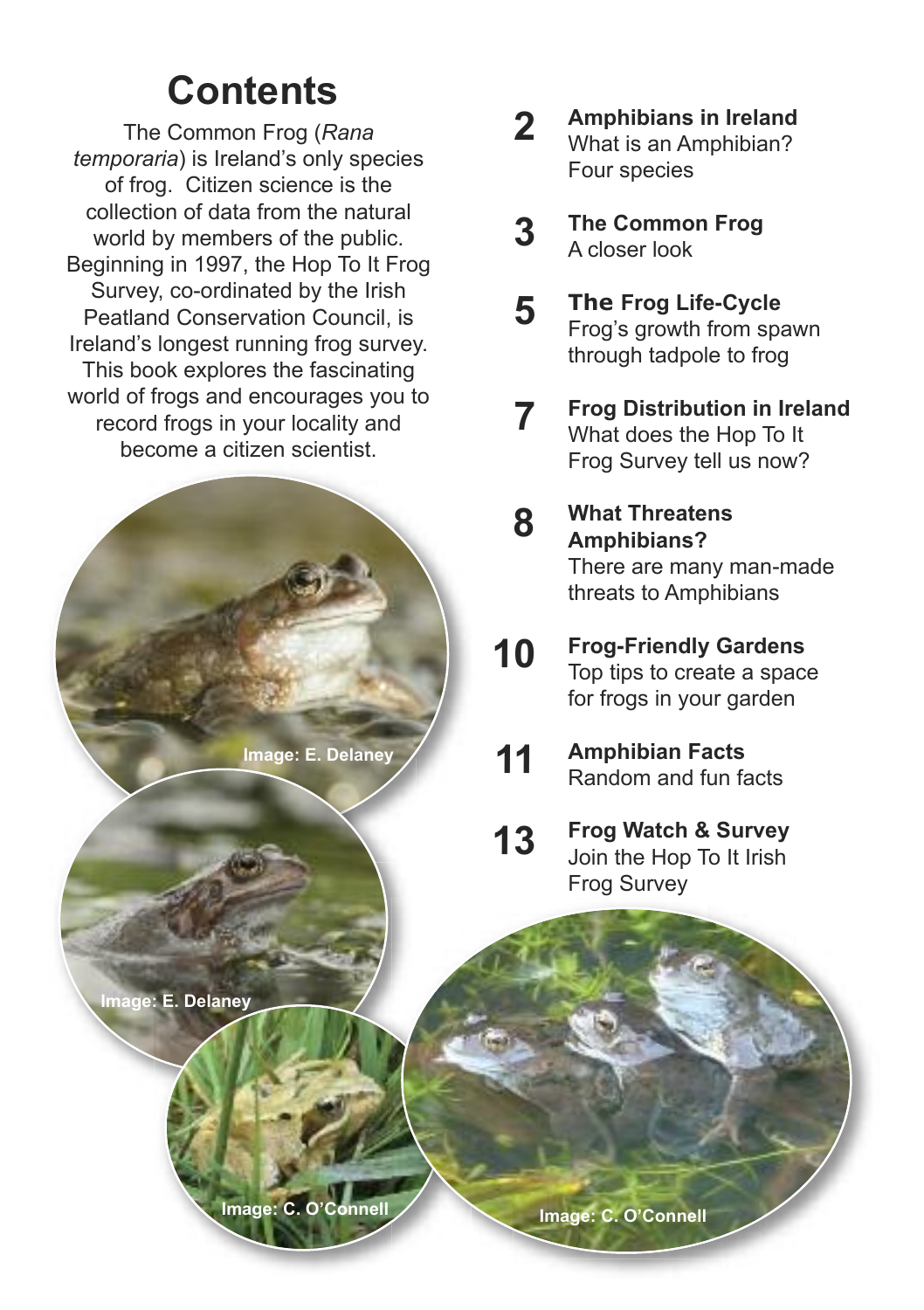# Contents

The Common Frog (*Rana temporaria*) is Ireland's only species of frog. Citizen science is the collection of data from the natural world by members of the public. Beginning in 1997, the Hop To It Frog Survey, co-ordinated by the Irish Peatland Conservation Council, is Ireland's longest running frog survey. This book explores the fascinating world of frogs and encourages you to record frogs in your locality and become a citizen scientist.

Image: E. Delaney

Image: E. Delaney

Image: C. O'Connell

Image: C. O'Connell

**2** **Amphibians in Ireland**
What is an Amphibian?
Four species

**3** **The Common Frog**
A closer look

**5** **The Frog Life-Cycle**
Frog's growth from spawn through tadpole to frog

**7** **Frog Distribution in Ireland**
What does the Hop To It Frog Survey tell us now?

**8** **What Threatens Amphibians?**
There are many man-made threats to Amphibians

**10** **Frog-Friendly Gardens**
Top tips to create a space for frogs in your garden

**11** **Amphibian Facts**
Random and fun facts

**13** **Frog Watch & Survey**
Join the Hop To It Irish Frog Survey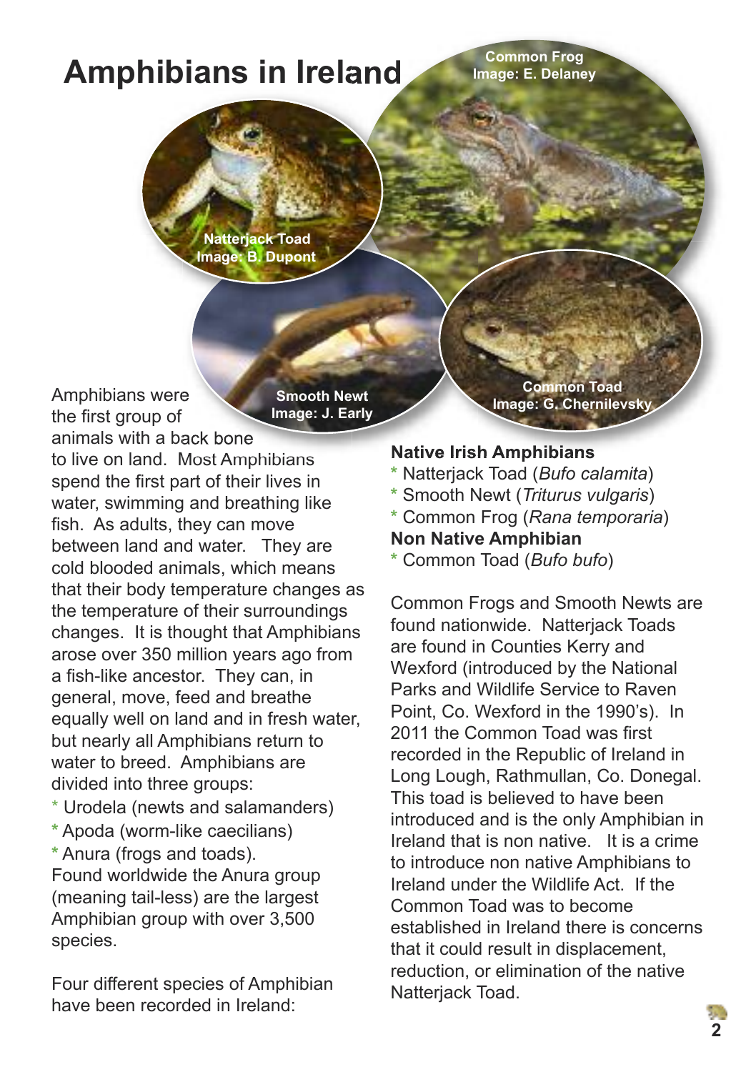# Amphibians in Ireland

Common Frog
Image: E. Delaney

Natterjack Toad
Image: B. Dupont

Smooth Newt
Image: J. Early

Common Toad
Image: G. Chernilevsky

Amphibians were the first group of animals with a back bone to live on land. Most Amphibians spend the first part of their lives in water, swimming and breathing like fish. As adults, they can move between land and water. They are cold blooded animals, which means that their body temperature changes as the temperature of their surroundings changes. It is thought that Amphibians arose over 350 million years ago from a fish-like ancestor. They can, in general, move, feed and breathe equally well on land and in fresh water, but nearly all Amphibians return to water to breed. Amphibians are divided into three groups:

* Urodela (newts and salamanders)
* Apoda (worm-like caecilians)
* Anura (frogs and toads).

Found worldwide the Anura group (meaning tail-less) are the largest Amphibian group with over 3,500 species.

Four different species of Amphibian have been recorded in Ireland:

**Native Irish Amphibians**

* Natterjack Toad (*Bufo calamita*)
* Smooth Newt (*Triturus vulgaris*)
* Common Frog (*Rana temporaria*)

**Non Native Amphibian**

* Common Toad (*Bufo bufo*)

Common Frogs and Smooth Newts are found nationwide. Natterjack Toads are found in Counties Kerry and Wexford (introduced by the National Parks and Wildlife Service to Raven Point, Co. Wexford in the 1990's). In 2011 the Common Toad was first recorded in the Republic of Ireland in Long Lough, Rathmullan, Co. Donegal. This toad is believed to have been introduced and is the only Amphibian in Ireland that is non native. It is a crime to introduce non native Amphibians to Ireland under the Wildlife Act. If the Common Toad was to become established in Ireland there is concerns that it could result in displacement, reduction, or elimination of the native Natterjack Toad.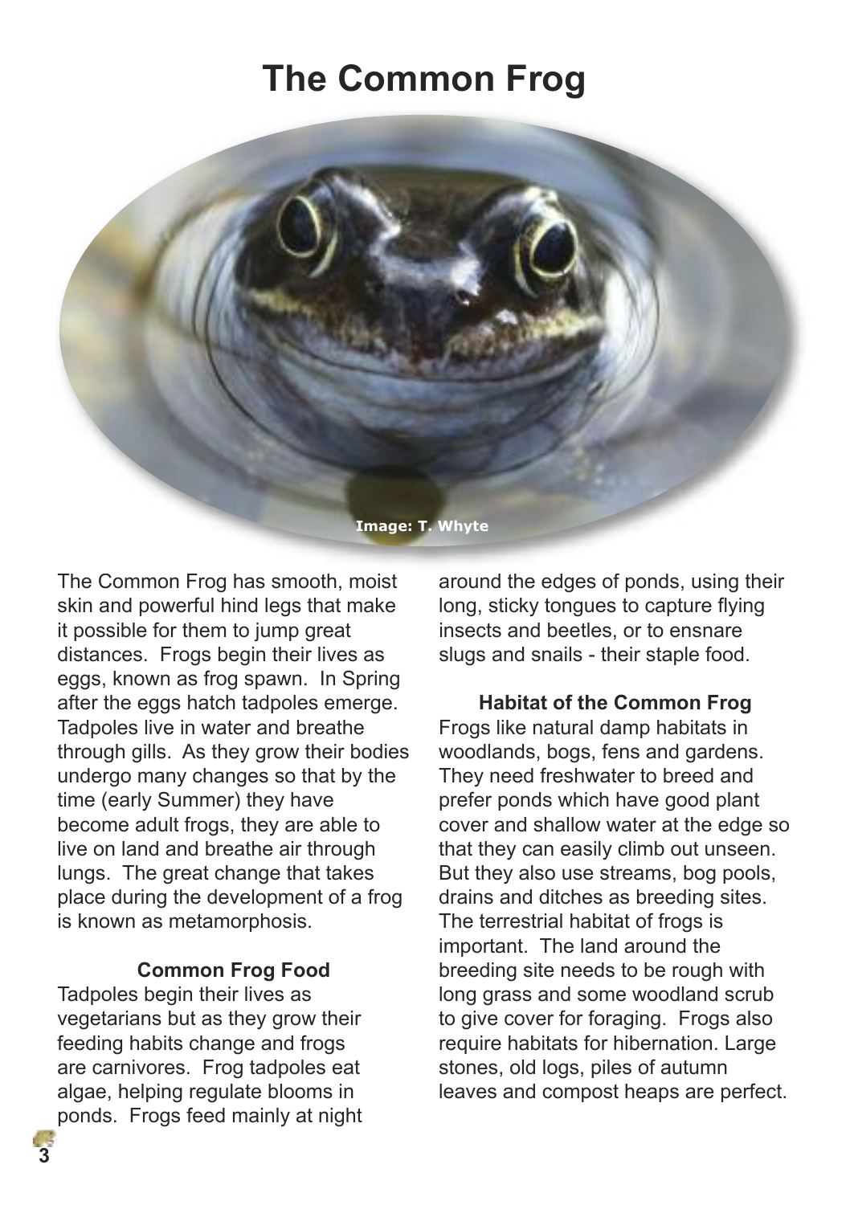# The Common Frog

Image: T. Whyte

The Common Frog has smooth, moist skin and powerful hind legs that make it possible for them to jump great distances. Frogs begin their lives as eggs, known as frog spawn. In Spring after the eggs hatch tadpoles emerge. Tadpoles live in water and breathe through gills. As they grow their bodies undergo many changes so that by the time (early Summer) they have become adult frogs, they are able to live on land and breathe air through lungs. The great change that takes place during the development of a frog is known as metamorphosis.

**Common Frog Food**

Tadpoles begin their lives as vegetarians but as they grow their feeding habits change and frogs are carnivores. Frog tadpoles eat algae, helping regulate blooms in ponds. Frogs feed mainly at night around the edges of ponds, using their long, sticky tongues to capture flying insects and beetles, or to ensnare slugs and snails - their staple food.

**Habitat of the Common Frog**

Frogs like natural damp habitats in woodlands, bogs, fens and gardens. They need freshwater to breed and prefer ponds which have good plant cover and shallow water at the edge so that they can easily climb out unseen. But they also use streams, bog pools, drains and ditches as breeding sites. The terrestrial habitat of frogs is important. The land around the breeding site needs to be rough with long grass and some woodland scrub to give cover for foraging. Frogs also require habitats for hibernation. Large stones, old logs, piles of autumn leaves and compost heaps are perfect.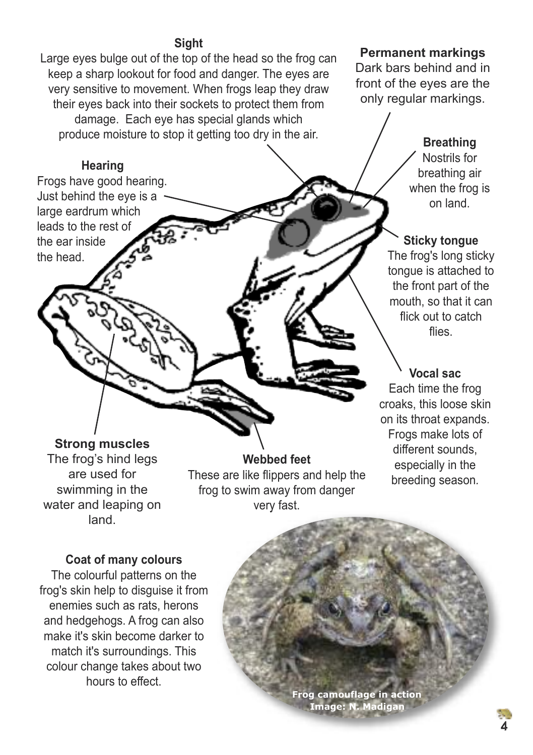### Sight

Large eyes bulge out of the top of the head so the frog can keep a sharp lookout for food and danger. The eyes are very sensitive to movement. When frogs leap they draw their eyes back into their sockets to protect them from damage. Each eye has special glands which produce moisture to stop it getting too dry in the air.

### Permanent markings

Dark bars behind and in front of the eyes are the only regular markings.

### Breathing

Nostrils for breathing air when the frog is on land.

### Hearing

Frogs have good hearing. Just behind the eye is a large eardrum which leads to the rest of the ear inside the head.

### Sticky tongue

The frog's long sticky tongue is attached to the front part of the mouth, so that it can flick out to catch flies.

### Vocal sac

Each time the frog croaks, this loose skin on its throat expands. Frogs make lots of different sounds, especially in the breeding season.

### Strong muscles

The frog's hind legs are used for swimming in the water and leaping on land.

### Webbed feet

These are like flippers and help the frog to swim away from danger very fast.

### Coat of many colours

The colourful patterns on the frog's skin help to disguise it from enemies such as rats, herons and hedgehogs. A frog can also make it's skin become darker to match it's surroundings. This colour change takes about two hours to effect.

Frog camouflage in action
Image: N. Madigan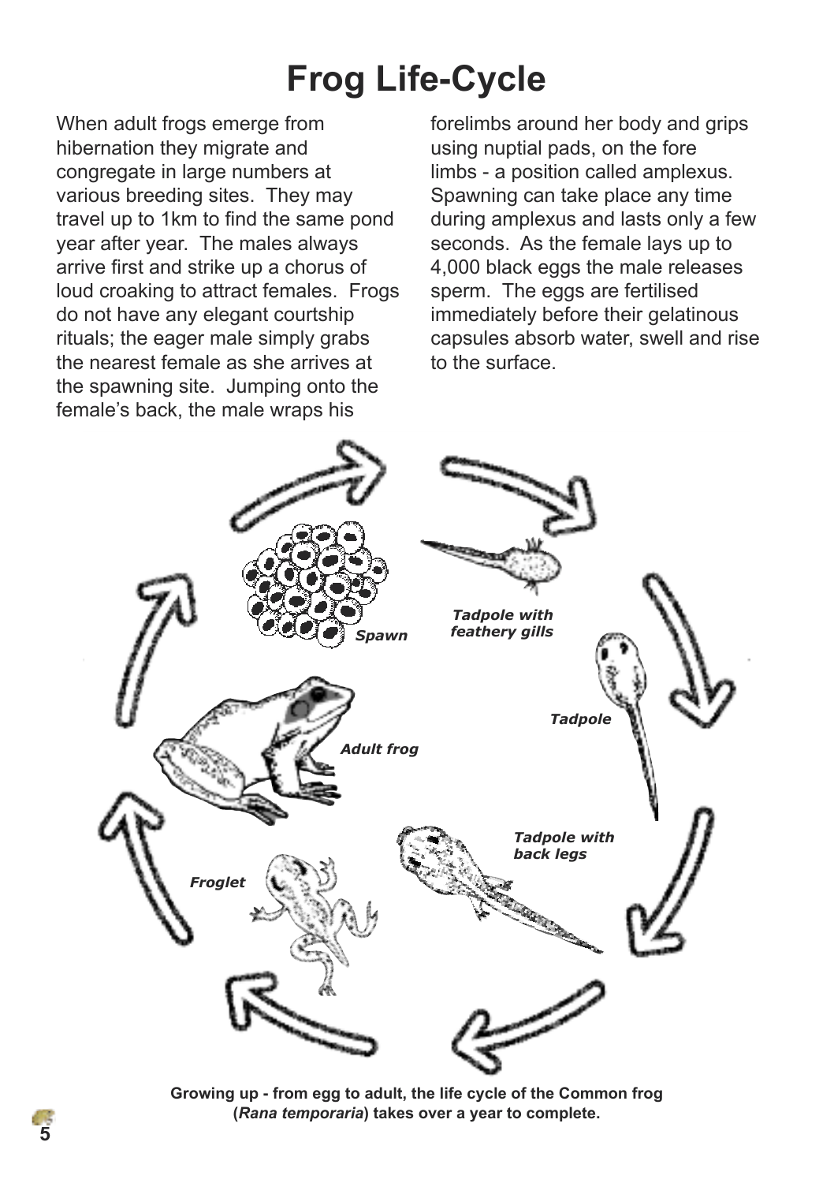# Frog Life-Cycle

When adult frogs emerge from hibernation they migrate and congregate in large numbers at various breeding sites. They may travel up to 1km to find the same pond year after year. The males always arrive first and strike up a chorus of loud croaking to attract females. Frogs do not have any elegant courtship rituals; the eager male simply grabs the nearest female as she arrives at the spawning site. Jumping onto the female's back, the male wraps his forelimbs around her body and grips using nuptial pads, on the fore limbs - a position called amplexus. Spawning can take place any time during amplexus and lasts only a few seconds. As the female lays up to 4,000 black eggs the male releases sperm. The eggs are fertilised immediately before their gelatinous capsules absorb water, swell and rise to the surface.

*Spawn*

*Tadpole with feathery gills*

*Tadpole*

*Tadpole with back legs*

*Froglet*

*Adult frog*

**Growing up - from egg to adult, the life cycle of the Common frog (*Rana temporaria*) takes over a year to complete.**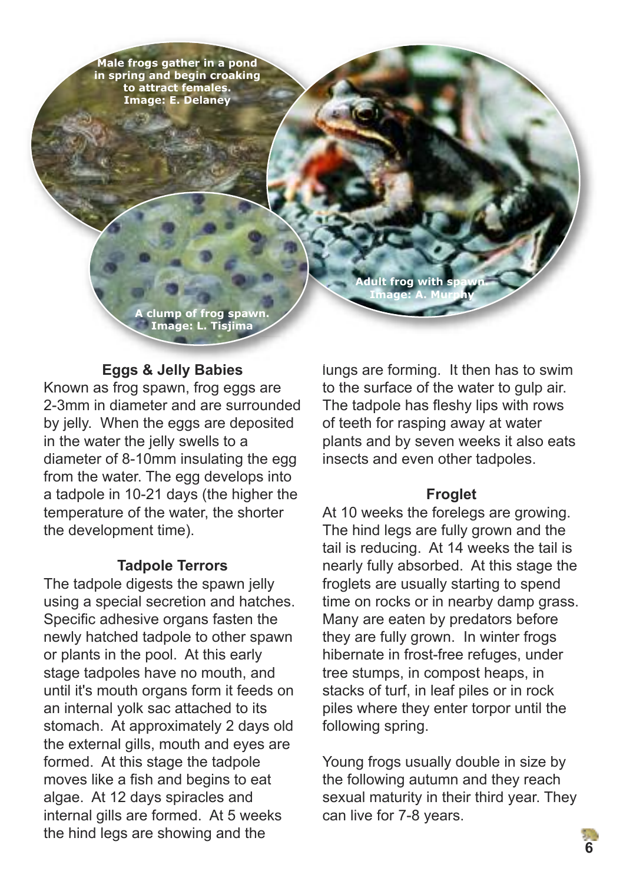Male frogs gather in a pond in spring and begin croaking to attract females. Image: E. Delaney

Adult frog with spawn. Image: A. Murphy

A clump of frog spawn. Image: L. Tisjima

### Eggs & Jelly Babies

Known as frog spawn, frog eggs are 2-3mm in diameter and are surrounded by jelly. When the eggs are deposited in the water the jelly swells to a diameter of 8-10mm insulating the egg from the water. The egg develops into a tadpole in 10-21 days (the higher the temperature of the water, the shorter the development time).

### Tadpole Terrors

The tadpole digests the spawn jelly using a special secretion and hatches. Specific adhesive organs fasten the newly hatched tadpole to other spawn or plants in the pool. At this early stage tadpoles have no mouth, and until it's mouth organs form it feeds on an internal yolk sac attached to its stomach. At approximately 2 days old the external gills, mouth and eyes are formed. At this stage the tadpole moves like a fish and begins to eat algae. At 12 days spiracles and internal gills are formed. At 5 weeks the hind legs are showing and the lungs are forming. It then has to swim to the surface of the water to gulp air. The tadpole has fleshy lips with rows of teeth for rasping away at water plants and by seven weeks it also eats insects and even other tadpoles.

### Froglet

At 10 weeks the forelegs are growing. The hind legs are fully grown and the tail is reducing. At 14 weeks the tail is nearly fully absorbed. At this stage the froglets are usually starting to spend time on rocks or in nearby damp grass. Many are eaten by predators before they are fully grown. In winter frogs hibernate in frost-free refuges, under tree stumps, in compost heaps, in stacks of turf, in leaf piles or in rock piles where they enter torpor until the following spring.

Young frogs usually double in size by the following autumn and they reach sexual maturity in their third year. They can live for 7-8 years.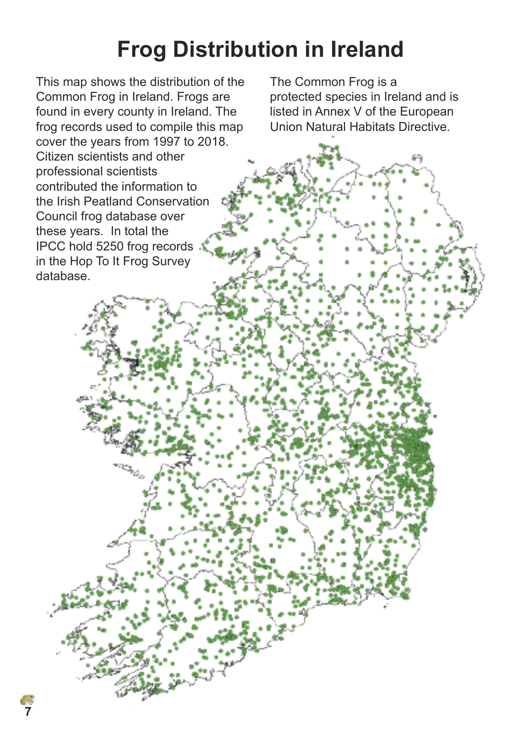# Frog Distribution in Ireland

This map shows the distribution of the Common Frog in Ireland. Frogs are found in every county in Ireland. The frog records used to compile this map cover the years from 1997 to 2018. Citizen scientists and other professional scientists contributed the information to the Irish Peatland Conservation Council frog database over these years. In total the IPCC hold 5250 frog records in the Hop To It Frog Survey database.

The Common Frog is a protected species in Ireland and is listed in Annex V of the European Union Natural Habitats Directive.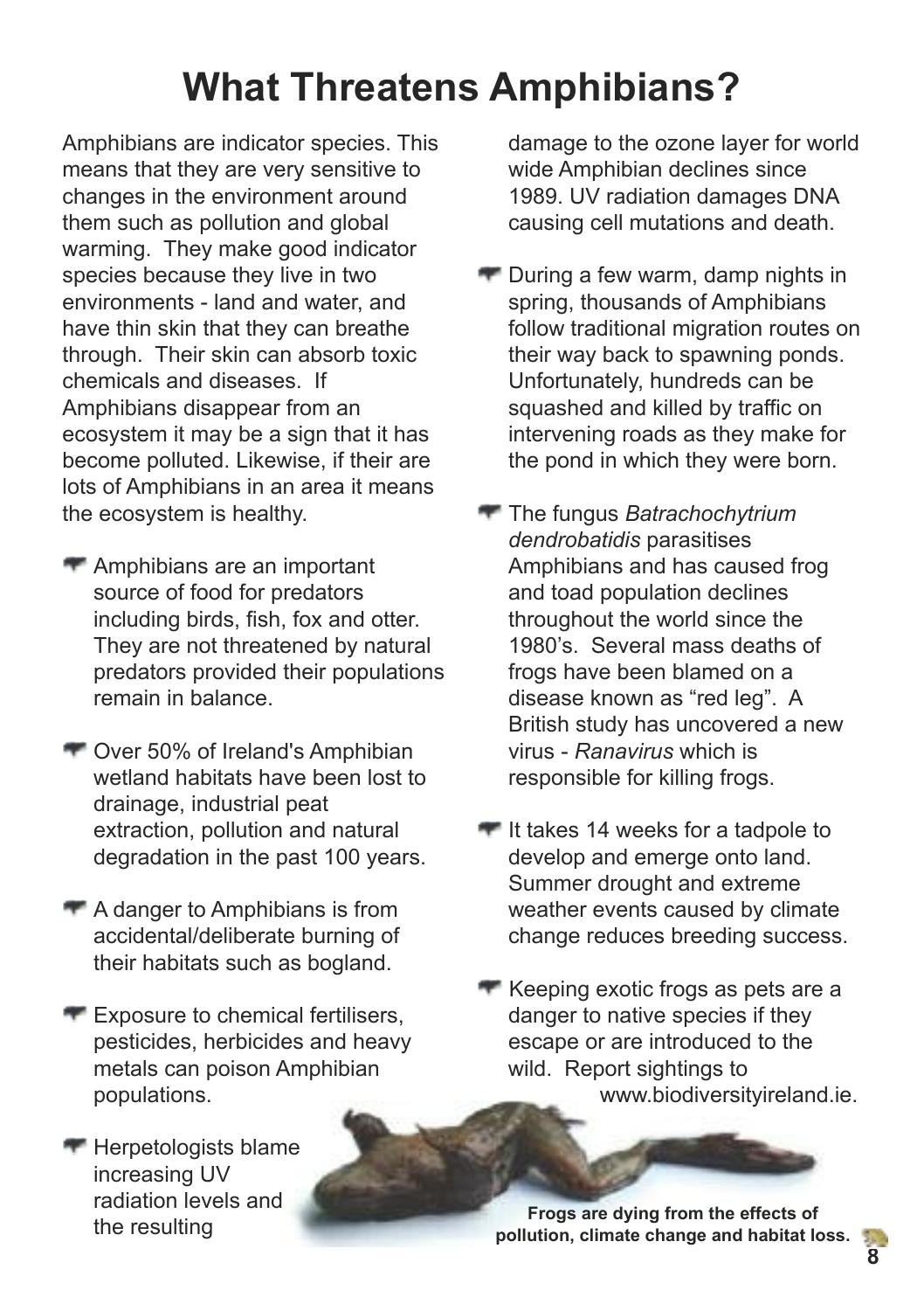# What Threatens Amphibians?

Amphibians are indicator species. This means that they are very sensitive to changes in the environment around them such as pollution and global warming. They make good indicator species because they live in two environments - land and water, and have thin skin that they can breathe through. Their skin can absorb toxic chemicals and diseases. If Amphibians disappear from an ecosystem it may be a sign that it has become polluted. Likewise, if their are lots of Amphibians in an area it means the ecosystem is healthy.

- Amphibians are an important source of food for predators including birds, fish, fox and otter. They are not threatened by natural predators provided their populations remain in balance.
- Over 50% of Ireland's Amphibian wetland habitats have been lost to drainage, industrial peat extraction, pollution and natural degradation in the past 100 years.
- A danger to Amphibians is from accidental/deliberate burning of their habitats such as bogland.
- Exposure to chemical fertilisers, pesticides, herbicides and heavy metals can poison Amphibian populations.
- Herpetologists blame increasing UV radiation levels and the resulting damage to the ozone layer for world wide Amphibian declines since 1989. UV radiation damages DNA causing cell mutations and death.
- During a few warm, damp nights in spring, thousands of Amphibians follow traditional migration routes on their way back to spawning ponds. Unfortunately, hundreds can be squashed and killed by traffic on intervening roads as they make for the pond in which they were born.
- The fungus *Batrachochytrium dendrobatidis* parasitises Amphibians and has caused frog and toad population declines throughout the world since the 1980's. Several mass deaths of frogs have been blamed on a disease known as "red leg". A British study has uncovered a new virus - *Ranavirus* which is responsible for killing frogs.
- It takes 14 weeks for a tadpole to develop and emerge onto land. Summer drought and extreme weather events caused by climate change reduces breeding success.
- Keeping exotic frogs as pets are a danger to native species if they escape or are introduced to the wild. Report sightings to www.biodiversityireland.ie.

**Frogs are dying from the effects of pollution, climate change and habitat loss.**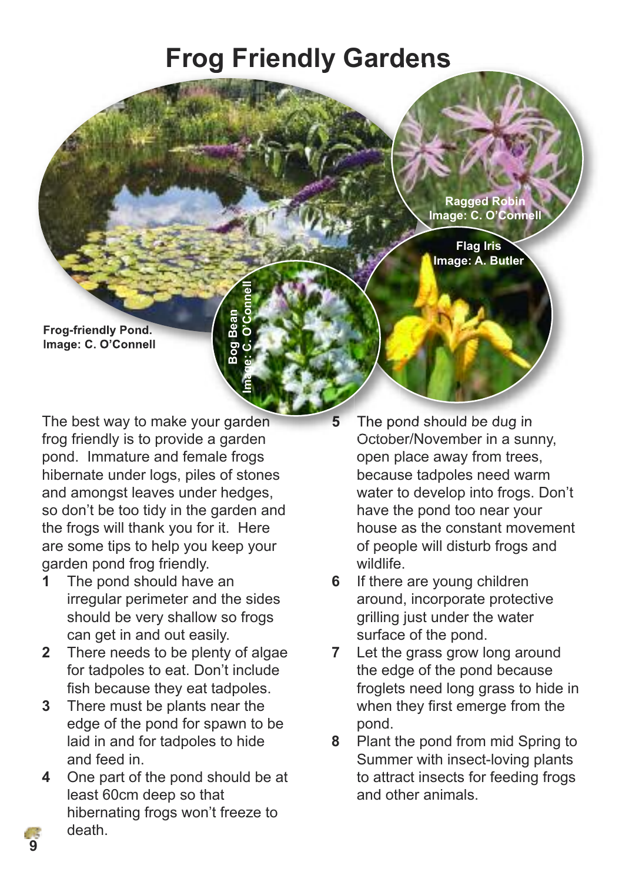# Frog Friendly Gardens

Frog-friendly Pond.
Image: C. O'Connell

Bog Bean
Image: C. O'Connell

Ragged Robin
Image: C. O'Connell

Flag Iris
Image: A. Butler

The best way to make your garden frog friendly is to provide a garden pond. Immature and female frogs hibernate under logs, piles of stones and amongst leaves under hedges, so don't be too tidy in the garden and the frogs will thank you for it. Here are some tips to help you keep your garden pond frog friendly.

1. The pond should have an irregular perimeter and the sides should be very shallow so frogs can get in and out easily.
2. There needs to be plenty of algae for tadpoles to eat. Don't include fish because they eat tadpoles.
3. There must be plants near the edge of the pond for spawn to be laid in and for tadpoles to hide and feed in.
4. One part of the pond should be at least 60cm deep so that hibernating frogs won't freeze to death.
5. The pond should be dug in October/November in a sunny, open place away from trees, because tadpoles need warm water to develop into frogs. Don't have the pond too near your house as the constant movement of people will disturb frogs and wildlife.
6. If there are young children around, incorporate protective grilling just under the water surface of the pond.
7. Let the grass grow long around the edge of the pond because froglets need long grass to hide in when they first emerge from the pond.
8. Plant the pond from mid Spring to Summer with insect-loving plants to attract insects for feeding frogs and other animals.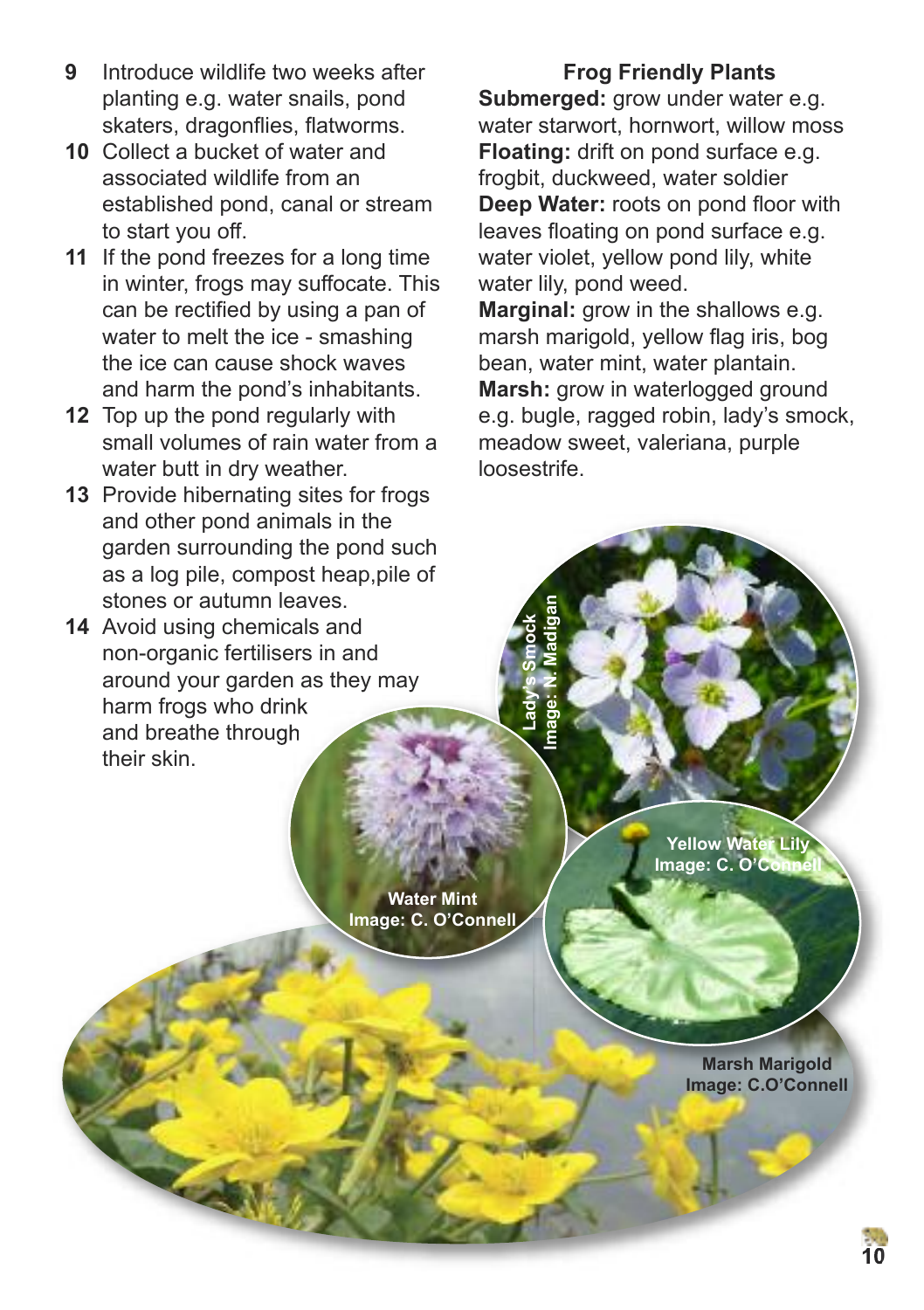9. Introduce wildlife two weeks after planting e.g. water snails, pond skaters, dragonflies, flatworms.
10. Collect a bucket of water and associated wildlife from an established pond, canal or stream to start you off.
11. If the pond freezes for a long time in winter, frogs may suffocate. This can be rectified by using a pan of water to melt the ice - smashing the ice can cause shock waves and harm the pond's inhabitants.
12. Top up the pond regularly with small volumes of rain water from a water butt in dry weather.
13. Provide hibernating sites for frogs and other pond animals in the garden surrounding the pond such as a log pile, compost heap,pile of stones or autumn leaves.
14. Avoid using chemicals and non-organic fertilisers in and around your garden as they may harm frogs who drink and breathe through their skin.

## Frog Friendly Plants

**Submerged:** grow under water e.g. water starwort, hornwort, willow moss

**Floating:** drift on pond surface e.g. frogbit, duckweed, water soldier

**Deep Water:** roots on pond floor with leaves floating on pond surface e.g. water violet, yellow pond lily, white water lily, pond weed.

**Marginal:** grow in the shallows e.g. marsh marigold, yellow flag iris, bog bean, water mint, water plantain.

**Marsh:** grow in waterlogged ground e.g. bugle, ragged robin, lady's smock, meadow sweet, valeriana, purple loosestrife.

Lady's Smock Image: N. Madigan

Water Mint Image: C. O'Connell

Yellow Water Lily Image: C. O'Connell

Marsh Marigold Image: C.O'Connell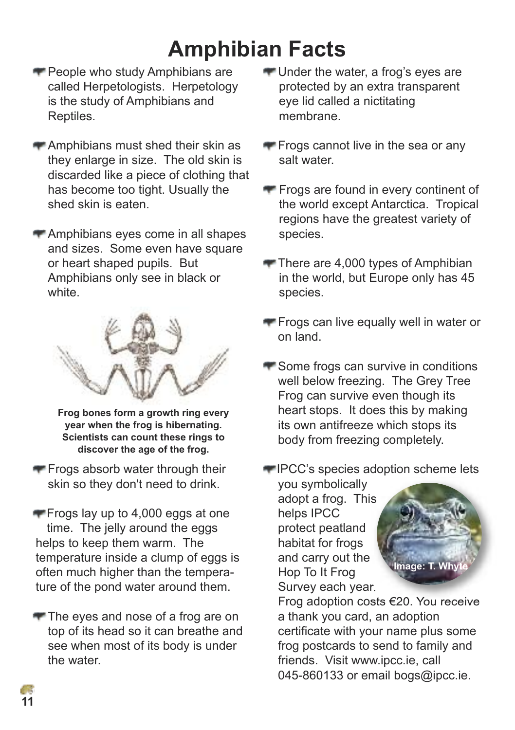# Amphibian Facts

- People who study Amphibians are called Herpetologists. Herpetology is the study of Amphibians and Reptiles.

- Amphibians must shed their skin as they enlarge in size. The old skin is discarded like a piece of clothing that has become too tight. Usually the shed skin is eaten.

- Amphibians eyes come in all shapes and sizes. Some even have square or heart shaped pupils. But Amphibians only see in black or white.

**Frog bones form a growth ring every year when the frog is hibernating. Scientists can count these rings to discover the age of the frog.**

- Frogs absorb water through their skin so they don't need to drink.

- Frogs lay up to 4,000 eggs at one time. The jelly around the eggs helps to keep them warm. The temperature inside a clump of eggs is often much higher than the temperature of the pond water around them.

- The eyes and nose of a frog are on top of its head so it can breathe and see when most of its body is under the water.

- Under the water, a frog's eyes are protected by an extra transparent eye lid called a nictitating membrane.

- Frogs cannot live in the sea or any salt water.

- Frogs are found in every continent of the world except Antarctica. Tropical regions have the greatest variety of species.

- There are 4,000 types of Amphibian in the world, but Europe only has 45 species.

- Frogs can live equally well in water or on land.

- Some frogs can survive in conditions well below freezing. The Grey Tree Frog can survive even though its heart stops. It does this by making its own antifreeze which stops its body from freezing completely.

- IPCC's species adoption scheme lets you symbolically adopt a frog. This helps IPCC protect peatland habitat for frogs and carry out the Hop To It Frog Survey each year. Frog adoption costs €20. You receive a thank you card, an adoption certificate with your name plus some frog postcards to send to family and friends. Visit www.ipcc.ie, call 045-860133 or email bogs@ipcc.ie.

Image: T. Whyte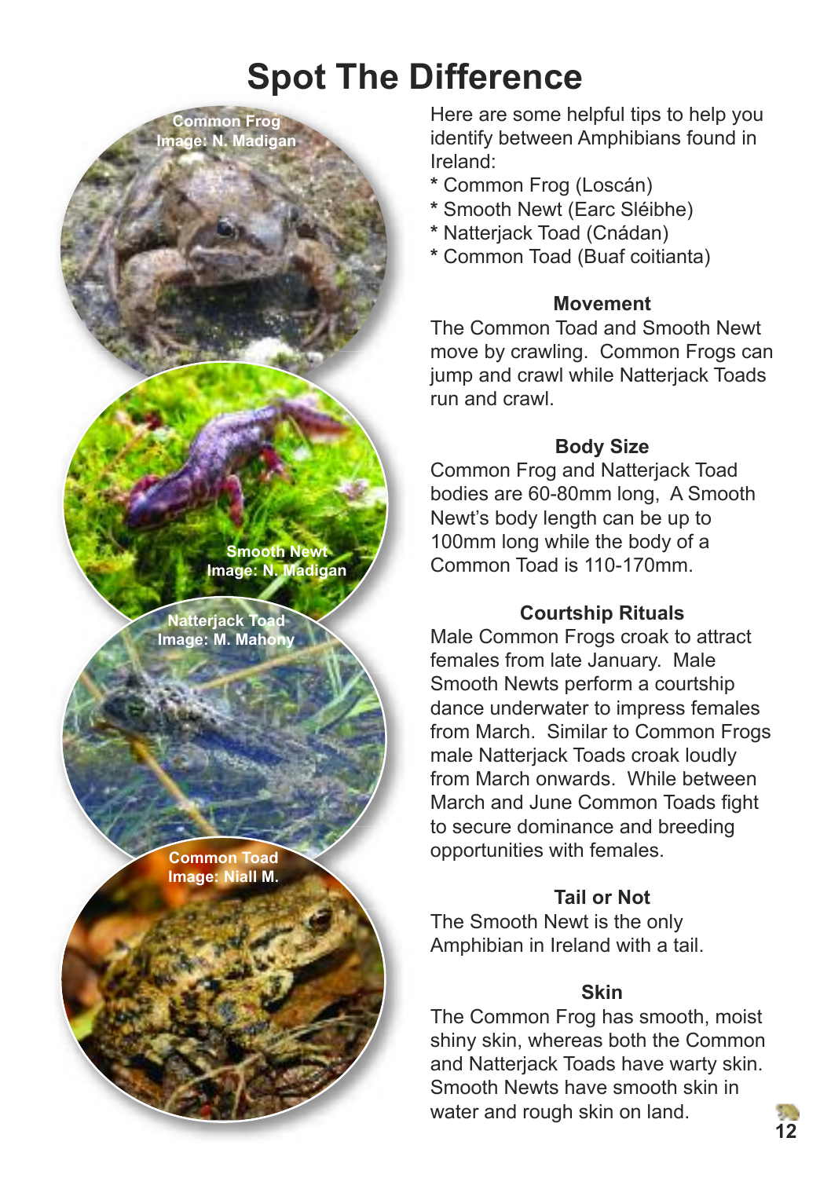# Spot The Difference

Common Frog
Image: N. Madigan

Smooth Newt
Image: N. Madigan

Natterjack Toad
Image: M. Mahony

Common Toad
Image: Niall M.

Here are some helpful tips to help you identify between Amphibians found in Ireland:

* Common Frog (Loscán)
* Smooth Newt (Earc Sléibhe)
* Natterjack Toad (Cnádan)
* Common Toad (Buaf coitianta)

### Movement

The Common Toad and Smooth Newt move by crawling. Common Frogs can jump and crawl while Natterjack Toads run and crawl.

### Body Size

Common Frog and Natterjack Toad bodies are 60-80mm long, A Smooth Newt's body length can be up to 100mm long while the body of a Common Toad is 110-170mm.

### Courtship Rituals

Male Common Frogs croak to attract females from late January. Male Smooth Newts perform a courtship dance underwater to impress females from March. Similar to Common Frogs male Natterjack Toads croak loudly from March onwards. While between March and June Common Toads fight to secure dominance and breeding opportunities with females.

### Tail or Not

The Smooth Newt is the only Amphibian in Ireland with a tail.

### Skin

The Common Frog has smooth, moist shiny skin, whereas both the Common and Natterjack Toads have warty skin. Smooth Newts have smooth skin in water and rough skin on land.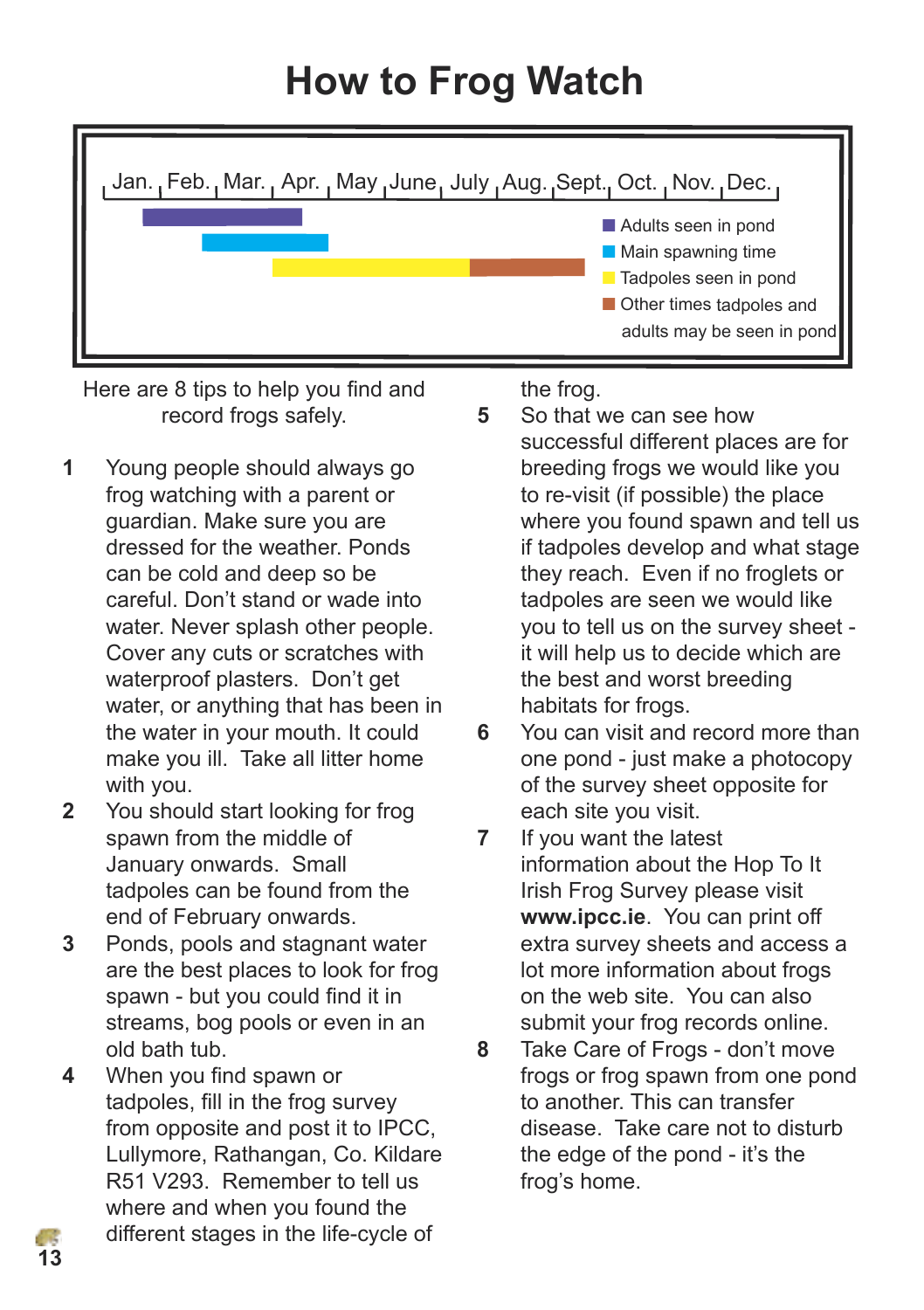# How to Frog Watch

Jan. | Feb. | Mar. | Apr. | May | June | July | Aug. | Sept. | Oct. | Nov. | Dec.

- Adults seen in pond
- Main spawning time
- Tadpoles seen in pond
- Other times tadpoles and adults may be seen in pond

Here are 8 tips to help you find and record frogs safely.

1. Young people should always go frog watching with a parent or guardian. Make sure you are dressed for the weather. Ponds can be cold and deep so be careful. Don't stand or wade into water. Never splash other people. Cover any cuts or scratches with waterproof plasters. Don't get water, or anything that has been in the water in your mouth. It could make you ill. Take all litter home with you.
2. You should start looking for frog spawn from the middle of January onwards. Small tadpoles can be found from the end of February onwards.
3. Ponds, pools and stagnant water are the best places to look for frog spawn - but you could find it in streams, bog pools or even in an old bath tub.
4. When you find spawn or tadpoles, fill in the frog survey from opposite and post it to IPCC, Lullymore, Rathangan, Co. Kildare R51 V293. Remember to tell us where and when you found the different stages in the life-cycle of the frog.
5. So that we can see how successful different places are for breeding frogs we would like you to re-visit (if possible) the place where you found spawn and tell us if tadpoles develop and what stage they reach. Even if no froglets or tadpoles are seen we would like you to tell us on the survey sheet - it will help us to decide which are the best and worst breeding habitats for frogs.
6. You can visit and record more than one pond - just make a photocopy of the survey sheet opposite for each site you visit.
7. If you want the latest information about the Hop To It Irish Frog Survey please visit **www.ipcc.ie**. You can print off extra survey sheets and access a lot more information about frogs on the web site. You can also submit your frog records online.
8. Take Care of Frogs - don't move frogs or frog spawn from one pond to another. This can transfer disease. Take care not to disturb the edge of the pond - it's the frog's home.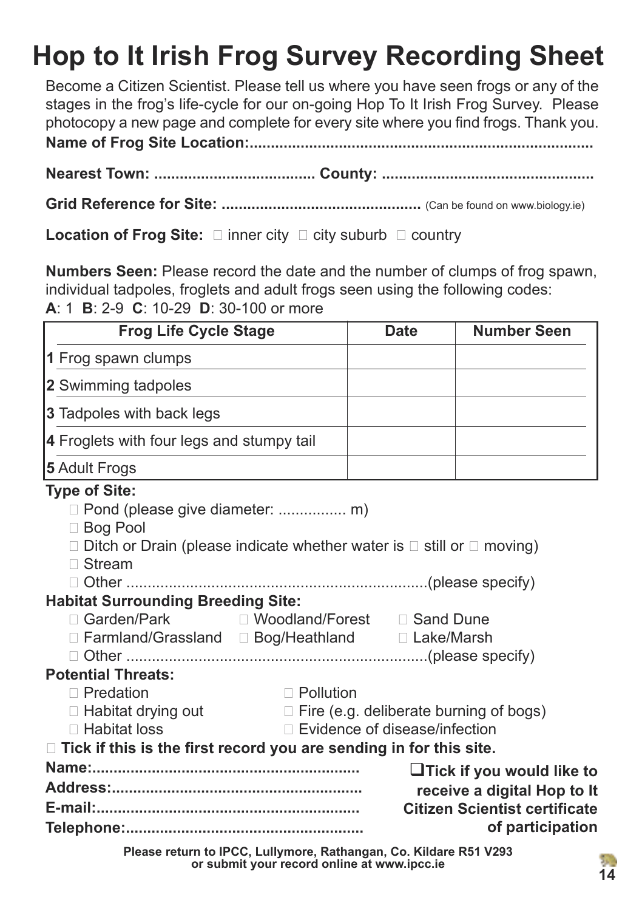# Hop to It Irish Frog Survey Recording Sheet

Become a Citizen Scientist. Please tell us where you have seen frogs or any of the stages in the frog's life-cycle for our on-going Hop To It Irish Frog Survey. Please photocopy a new page and complete for every site where you find frogs. Thank you.

**Name of Frog Site Location:................................................................................**

**Nearest Town: .................................... County: ................................................**

**Grid Reference for Site: ..............................................** (Can be found on www.biology.ie)

**Location of Frog Site:** □ inner city □ city suburb □ country

**Numbers Seen:** Please record the date and the number of clumps of frog spawn, individual tadpoles, froglets and adult frogs seen using the following codes:
**A**: 1 **B**: 2-9 **C**: 10-29 **D**: 30-100 or more

| Frog Life Cycle Stage | Date | Number Seen |
|---|---|---|
| **1** Frog spawn clumps | | |
| **2** Swimming tadpoles | | |
| **3** Tadpoles with back legs | | |
| **4** Froglets with four legs and stumpy tail | | |
| **5** Adult Frogs | | |

**Type of Site:**

- □ Pond (please give diameter: ................ m)
- □ Bog Pool
- □ Ditch or Drain (please indicate whether water is □ still or □ moving)
- □ Stream
- □ Other .......................................................................(please specify)

**Habitat Surrounding Breeding Site:**

- □ Garden/Park
- □ Woodland/Forest
- □ Sand Dune
- □ Farmland/Grassland
- □ Bog/Heathland
- □ Lake/Marsh
- □ Other .......................................................................(please specify)

**Potential Threats:**

- □ Predation
- □ Pollution
- □ Habitat drying out
- □ Fire (e.g. deliberate burning of bogs)
- □ Habitat loss
- □ Evidence of disease/infection

□ **Tick if this is the first record you are sending in for this site.**

**Name:..............................................................**
**Address:..........................................................**
**E-mail:............................................................**
**Telephone:.......................................................**

□ **Tick if you would like to receive a digital Hop to It Citizen Scientist certificate of participation**

**Please return to IPCC, Lullymore, Rathangan, Co. Kildare R51 V293 or submit your record online at www.ipcc.ie**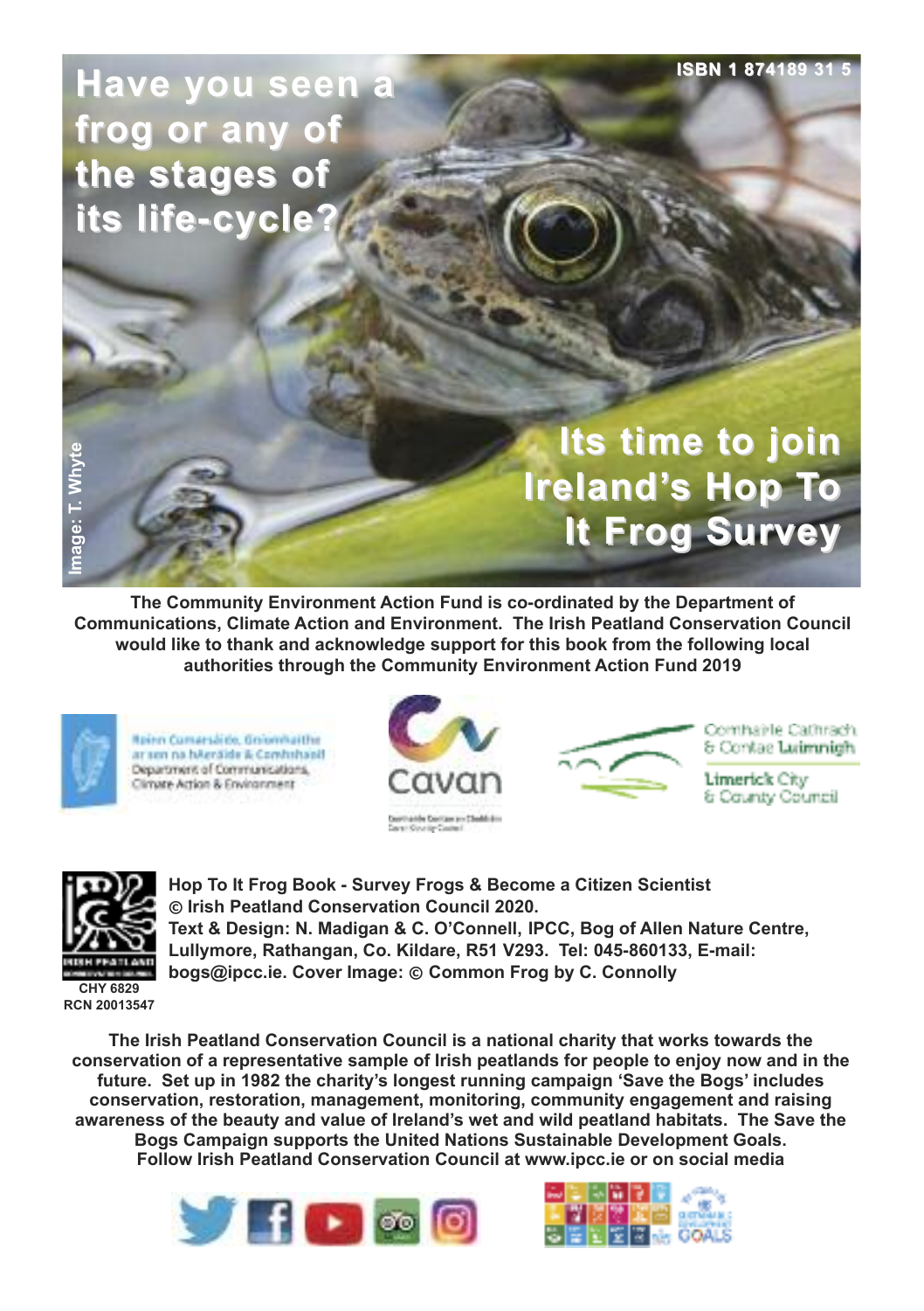ISBN 1 874189 31 5

# Have you seen a frog or any of the stages of its life-cycle?

Image: T. Whyte

## Its time to join Ireland's Hop To It Frog Survey

**The Community Environment Action Fund is co-ordinated by the Department of Communications, Climate Action and Environment. The Irish Peatland Conservation Council would like to thank and acknowledge support for this book from the following local authorities through the Community Environment Action Fund 2019**

Roinn Cumarsáide, Gníomhaithe ar son na hAeráide & Comhshaoil
Department of Communications, Climate Action & Environment

Cavan
Comhairle Contae an Chabháin
Cavan County Council

Comhairle Cathrach & Contae Luimnigh
Limerick City & County Council

Irish Peatland Conservation Council
CHY 6829
RCN 20013547

**Hop To It Frog Book - Survey Frogs & Become a Citizen Scientist**
**© Irish Peatland Conservation Council 2020.**
**Text & Design: N. Madigan & C. O'Connell, IPCC, Bog of Allen Nature Centre, Lullymore, Rathangan, Co. Kildare, R51 V293. Tel: 045-860133, E-mail: bogs@ipcc.ie. Cover Image: © Common Frog by C. Connolly**

**The Irish Peatland Conservation Council is a national charity that works towards the conservation of a representative sample of Irish peatlands for people to enjoy now and in the future. Set up in 1982 the charity's longest running campaign 'Save the Bogs' includes conservation, restoration, management, monitoring, community engagement and raising awareness of the beauty and value of Ireland's wet and wild peatland habitats. The Save the Bogs Campaign supports the United Nations Sustainable Development Goals. Follow Irish Peatland Conservation Council at www.ipcc.ie or on social media**

Sustainable Development Goals